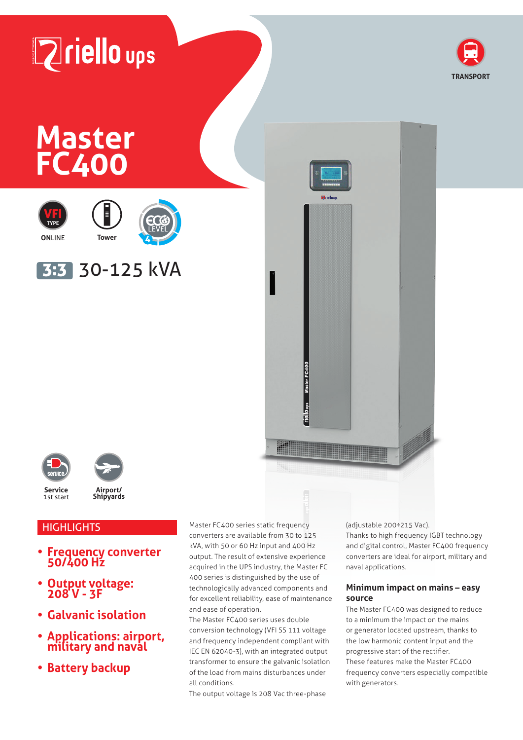riello ups

TRANSPORT

# Master FC400

VFI TYPE ONLINE

Tower

ECO LEVEL 4

**3:3** 30-125 kVA

Service 1st start

Airport/ Shipyards

## HIGHLIGHTS

- **Frequency converter 50/400 Hz**
- **Output voltage: 208 V - 3F**
- **Galvanic isolation**
- **Applications: airport, military and naval**
- **Battery backup**

Master FC400 series static frequency converters are available from 30 to 125 kVA, with 50 or 60 Hz input and 400 Hz output. The result of extensive experience acquired in the UPS industry, the Master FC 400 series is distinguished by the use of technologically advanced components and for excellent reliability, ease of maintenance and ease of operation.

The Master FC400 series uses double conversion technology (VFI SS 111 voltage and frequency independent compliant with IEC EN 62040-3), with an integrated output transformer to ensure the galvanic isolation of the load from mains disturbances under all conditions.

The output voltage is 208 Vac three-phase (adjustable 200÷215 Vac).

Thanks to high frequency IGBT technology and digital control, Master FC400 frequency converters are ideal for airport, military and naval applications.

### Minimum impact on mains – easy source

The Master FC400 was designed to reduce to a minimum the impact on the mains or generator located upstream, thanks to the low harmonic content input and the progressive start of the rectifier.

These features make the Master FC400 frequency converters especially compatible with generators.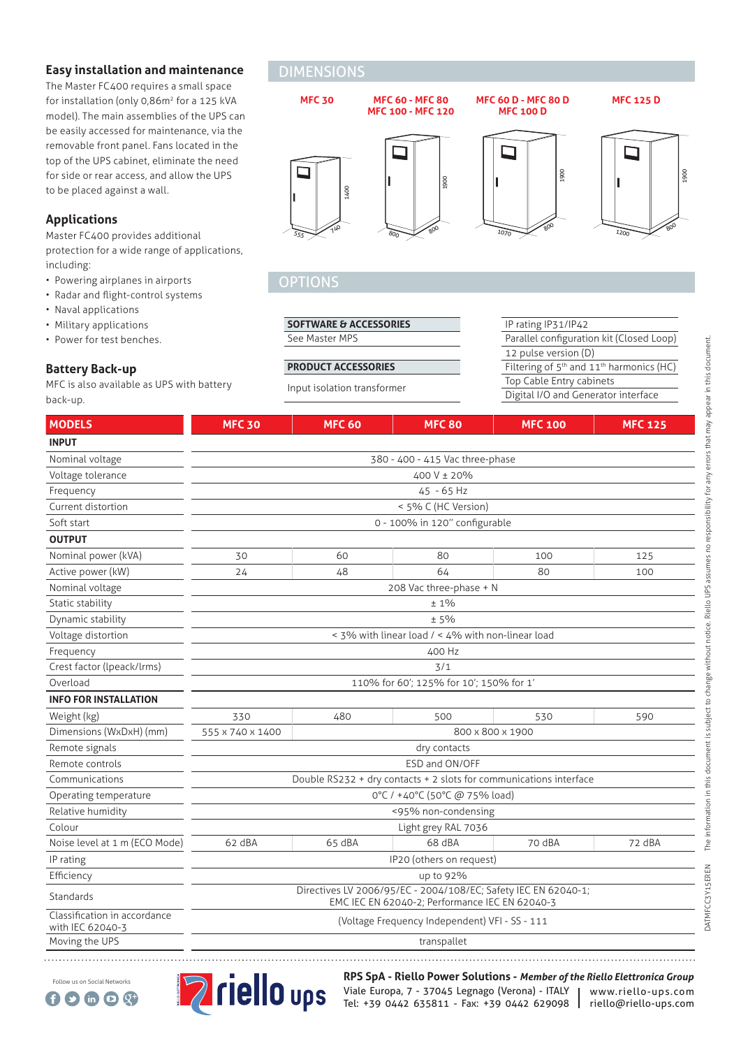## Easy installation and maintenance

The Master FC400 requires a small space for installation (only 0,86m² for a 125 kVA model). The main assemblies of the UPS can be easily accessed for maintenance, via the removable front panel. Fans located in the top of the UPS cabinet, eliminate the need for side or rear access, and allow the UPS to be placed against a wall.

## Applications

Master FC400 provides additional protection for a wide range of applications, including:

- Powering airplanes in airports
- Radar and flight-control systems
- Naval applications
- Military applications
- Power for test benches.

## Battery Back-up

MFC is also available as UPS with battery back-up.

## DIMENSIONS

MFC 30

1400

555

740

MFC 60 - MFC 80
MFC 100 - MFC 120

1900

800

800

MFC 60 D - MFC 80 D
MFC 100 D

1900

1070

800

MFC 125 D

1900

1200

800

## OPTIONS

| SOFTWARE & ACCESSORIES |
|---|
| See Master MPS |

| PRODUCT ACCESSORIES |
|---|
| Input isolation transformer |

- IP rating IP31/IP42
- Parallel configuration kit (Closed Loop)
- 12 pulse version (D)
- Filtering of 5th and 11th harmonics (HC)
- Top Cable Entry cabinets
- Digital I/O and Generator interface

| MODELS | MFC 30 | MFC 60 | MFC 80 | MFC 100 | MFC 125 |
|---|---|---|---|---|---|
| **INPUT** | | | | | |
| Nominal voltage | 380 - 400 - 415 Vac three-phase | | | | |
| Voltage tolerance | 400 V ± 20% | | | | |
| Frequency | 45 - 65 Hz | | | | |
| Current distortion | < 5% C (HC Version) | | | | |
| Soft start | 0 - 100% in 120" configurable | | | | |
| **OUTPUT** | | | | | |
| Nominal power (kVA) | 30 | 60 | 80 | 100 | 125 |
| Active power (kW) | 24 | 48 | 64 | 80 | 100 |
| Nominal voltage | 208 Vac three-phase + N | | | | |
| Static stability | ± 1% | | | | |
| Dynamic stability | ± 5% | | | | |
| Voltage distortion | < 3% with linear load / < 4% with non-linear load | | | | |
| Frequency | 400 Hz | | | | |
| Crest factor (Ipeack/Irms) | 3/1 | | | | |
| Overload | 110% for 60'; 125% for 10'; 150% for 1' | | | | |
| **INFO FOR INSTALLATION** | | | | | |
| Weight (kg) | 330 | 480 | 500 | 530 | 590 |
| Dimensions (WxDxH) (mm) | 555 x 740 x 1400 | 800 x 800 x 1900 | | | |
| Remote signals | dry contacts | | | | |
| Remote controls | ESD and ON/OFF | | | | |
| Communications | Double RS232 + dry contacts + 2 slots for communications interface | | | | |
| Operating temperature | 0°C / +40°C (50°C @ 75% load) | | | | |
| Relative humidity | <95% non-condensing | | | | |
| Colour | Light grey RAL 7036 | | | | |
| Noise level at 1 m (ECO Mode) | 62 dBA | 65 dBA | 68 dBA | 70 dBA | 72 dBA |
| IP rating | IP20 (others on request) | | | | |
| Efficiency | up to 92% | | | | |
| Standards | Directives LV 2006/95/EC - 2004/108/EC; Safety IEC EN 62040-1; EMC IEC EN 62040-2; Performance IEC EN 62040-3 | | | | |
| Classification in accordance with IEC 62040-3 | (Voltage Frequency Independent) VFI - SS - 111 | | | | |
| Moving the UPS | transpallet | | | | |

Follow us on Social Networks

riello ups

**RPS SpA - Riello Power Solutions -** ***Member of the Riello Elettronica Group***
Viale Europa, 7 - 37045 Legnago (Verona) - ITALY
Tel: +39 0442 635811 - Fax: +39 0442 629098

www.riello-ups.com
riello@riello-ups.com

DATMFCC3Y15EREN The information in this document is subject to change without notice. Riello UPS assumes no responsibility for any errors that may appear in this document.